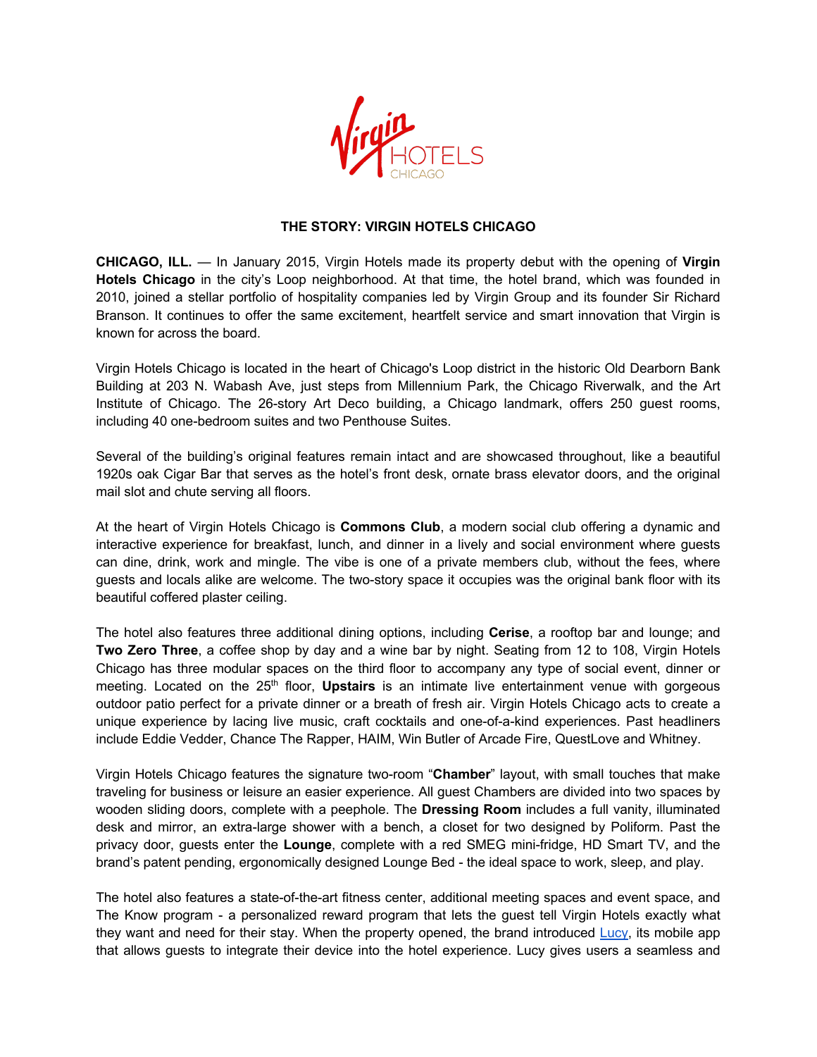## THE STORY: VIRGIN HOTELS CHICAGO

**CHICAGO, ILL.** — In January 2015, Virgin Hotels made its property debut with the opening of **Virgin Hotels Chicago** in the city's Loop neighborhood. At that time, the hotel brand, which was founded in 2010, joined a stellar portfolio of hospitality companies led by Virgin Group and its founder Sir Richard Branson. It continues to offer the same excitement, heartfelt service and smart innovation that Virgin is known for across the board.

Virgin Hotels Chicago is located in the heart of Chicago's Loop district in the historic Old Dearborn Bank Building at 203 N. Wabash Ave, just steps from Millennium Park, the Chicago Riverwalk, and the Art Institute of Chicago. The 26-story Art Deco building, a Chicago landmark, offers 250 guest rooms, including 40 one-bedroom suites and two Penthouse Suites.

Several of the building's original features remain intact and are showcased throughout, like a beautiful 1920s oak Cigar Bar that serves as the hotel's front desk, ornate brass elevator doors, and the original mail slot and chute serving all floors.

At the heart of Virgin Hotels Chicago is **Commons Club**, a modern social club offering a dynamic and interactive experience for breakfast, lunch, and dinner in a lively and social environment where guests can dine, drink, work and mingle. The vibe is one of a private members club, without the fees, where guests and locals alike are welcome. The two-story space it occupies was the original bank floor with its beautiful coffered plaster ceiling.

The hotel also features three additional dining options, including **Cerise**, a rooftop bar and lounge; and **Two Zero Three**, a coffee shop by day and a wine bar by night. Seating from 12 to 108, Virgin Hotels Chicago has three modular spaces on the third floor to accompany any type of social event, dinner or meeting. Located on the 25th floor, **Upstairs** is an intimate live entertainment venue with gorgeous outdoor patio perfect for a private dinner or a breath of fresh air. Virgin Hotels Chicago acts to create a unique experience by lacing live music, craft cocktails and one-of-a-kind experiences. Past headliners include Eddie Vedder, Chance The Rapper, HAIM, Win Butler of Arcade Fire, QuestLove and Whitney.

Virgin Hotels Chicago features the signature two-room "**Chamber**" layout, with small touches that make traveling for business or leisure an easier experience. All guest Chambers are divided into two spaces by wooden sliding doors, complete with a peephole. The **Dressing Room** includes a full vanity, illuminated desk and mirror, an extra-large shower with a bench, a closet for two designed by Poliform. Past the privacy door, guests enter the **Lounge**, complete with a red SMEG mini-fridge, HD Smart TV, and the brand's patent pending, ergonomically designed Lounge Bed - the ideal space to work, sleep, and play.

The hotel also features a state-of-the-art fitness center, additional meeting spaces and event space, and The Know program - a personalized reward program that lets the guest tell Virgin Hotels exactly what they want and need for their stay. When the property opened, the brand introduced Lucy, its mobile app that allows guests to integrate their device into the hotel experience. Lucy gives users a seamless and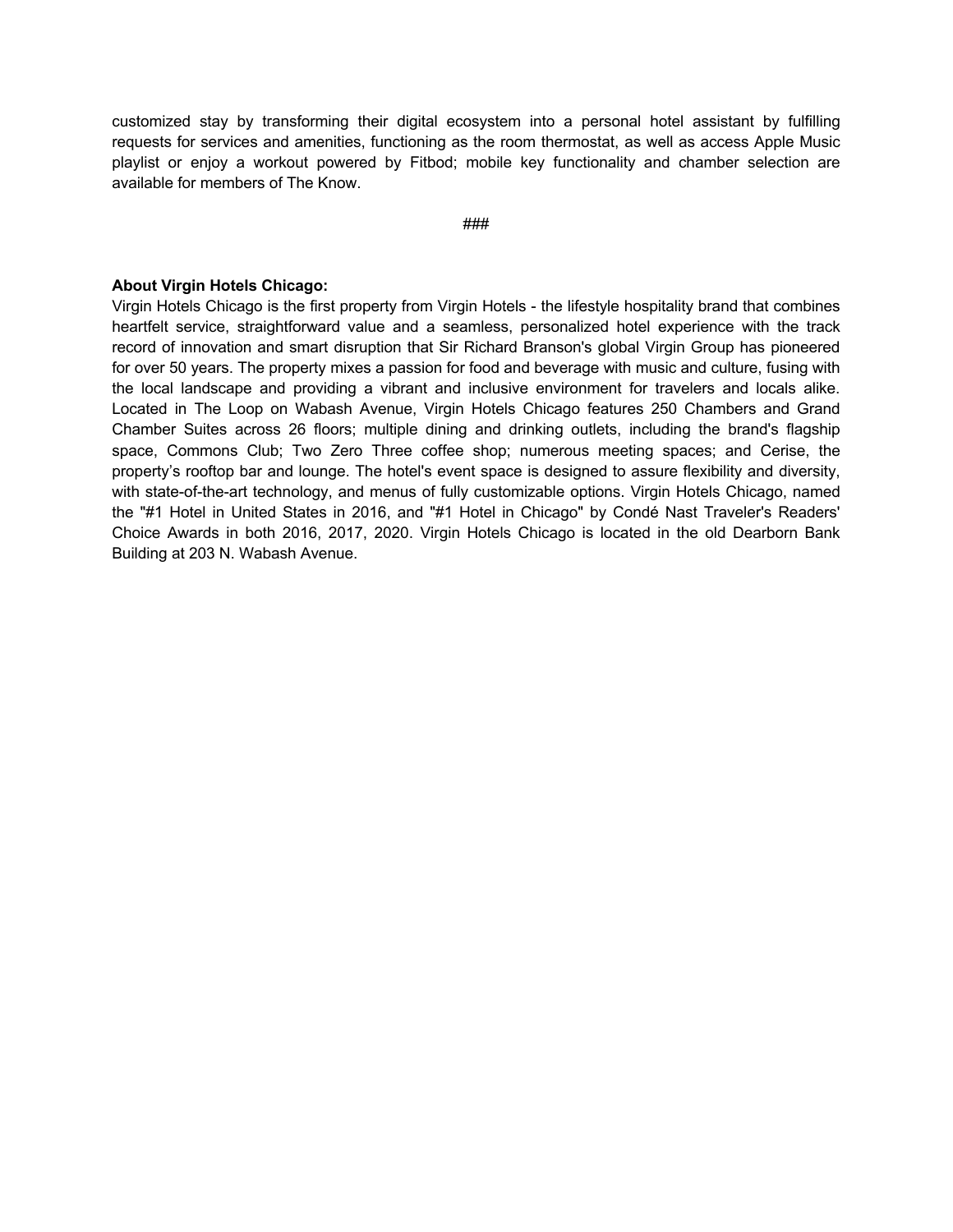customized stay by transforming their digital ecosystem into a personal hotel assistant by fulfilling requests for services and amenities, functioning as the room thermostat, as well as access Apple Music playlist or enjoy a workout powered by Fitbod; mobile key functionality and chamber selection are available for members of The Know.

###

**About Virgin Hotels Chicago:**

Virgin Hotels Chicago is the first property from Virgin Hotels - the lifestyle hospitality brand that combines heartfelt service, straightforward value and a seamless, personalized hotel experience with the track record of innovation and smart disruption that Sir Richard Branson's global Virgin Group has pioneered for over 50 years. The property mixes a passion for food and beverage with music and culture, fusing with the local landscape and providing a vibrant and inclusive environment for travelers and locals alike. Located in The Loop on Wabash Avenue, Virgin Hotels Chicago features 250 Chambers and Grand Chamber Suites across 26 floors; multiple dining and drinking outlets, including the brand's flagship space, Commons Club; Two Zero Three coffee shop; numerous meeting spaces; and Cerise, the property's rooftop bar and lounge. The hotel's event space is designed to assure flexibility and diversity, with state-of-the-art technology, and menus of fully customizable options. Virgin Hotels Chicago, named the "#1 Hotel in United States in 2016, and "#1 Hotel in Chicago" by Condé Nast Traveler's Readers' Choice Awards in both 2016, 2017, 2020. Virgin Hotels Chicago is located in the old Dearborn Bank Building at 203 N. Wabash Avenue.